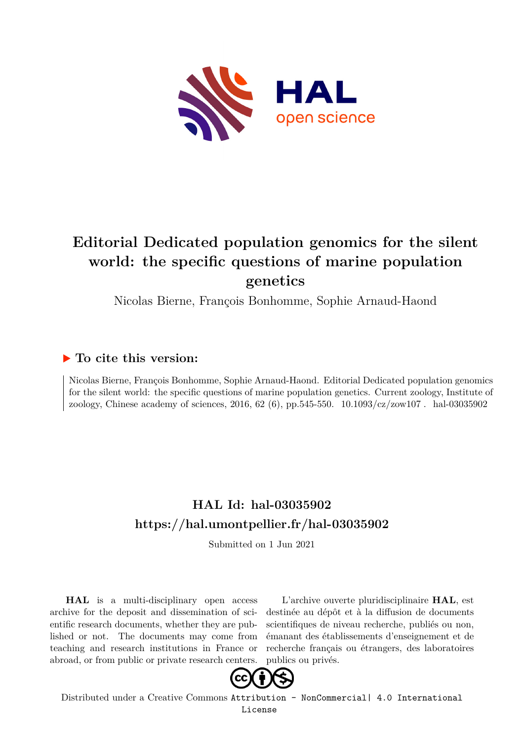# Editorial Dedicated population genomics for the silent world: the specific questions of marine population genetics

Nicolas Bierne, François Bonhomme, Sophie Arnaud-Haond

## To cite this version:

Nicolas Bierne, François Bonhomme, Sophie Arnaud-Haond. Editorial Dedicated population genomics for the silent world: the specific questions of marine population genetics. Current zoology, Institute of zoology, Chinese academy of sciences, 2016, 62 (6), pp.545-550. 10.1093/cz/zow107 . hal-03035902

## HAL Id: hal-03035902
## https://hal.umontpellier.fr/hal-03035902

Submitted on 1 Jun 2021

**HAL** is a multi-disciplinary open access archive for the deposit and dissemination of scientific research documents, whether they are published or not. The documents may come from teaching and research institutions in France or abroad, or from public or private research centers.

L'archive ouverte pluridisciplinaire **HAL**, est destinée au dépôt et à la diffusion de documents scientifiques de niveau recherche, publiés ou non, émanant des établissements d'enseignement et de recherche français ou étrangers, des laboratoires publics ou privés.

Distributed under a Creative Commons Attribution - NonCommercial| 4.0 International License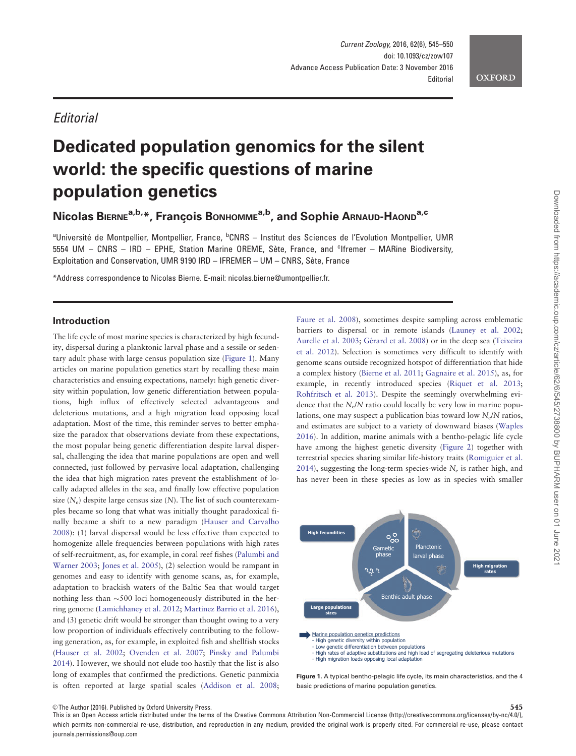*Editorial*

# Dedicated population genomics for the silent world: the specific questions of marine population genetics

**Nicolas Bierne[a,b,*], François Bonhomme[a,b], and Sophie Arnaud-Haond[a,c]**

[a]Université de Montpellier, Montpellier, France, [b]CNRS – Institut des Sciences de l'Evolution Montpellier, UMR 5554 UM – CNRS – IRD – EPHE, Station Marine OREME, Sète, France, and [c]Ifremer – MARine Biodiversity, Exploitation and Conservation, UMR 9190 IRD – IFREMER – UM – CNRS, Sète, France

*Address correspondence to Nicolas Bierne. E-mail: nicolas.bierne@umontpellier.fr.

## Introduction

The life cycle of most marine species is characterized by high fecundity, dispersal during a planktonic larval phase and a sessile or sedentary adult phase with large census population size (Figure 1). Many articles on marine population genetics start by recalling these main characteristics and ensuing expectations, namely: high genetic diversity within population, low genetic differentiation between populations, high influx of effectively selected advantageous and deleterious mutations, and a high migration load opposing local adaptation. Most of the time, this reminder serves to better emphasize the paradox that observations deviate from these expectations, the most popular being genetic differentiation despite larval dispersal, challenging the idea that marine populations are open and well connected, just followed by pervasive local adaptation, challenging the idea that high migration rates prevent the establishment of locally adapted alleles in the sea, and finally low effective population size ($N_e$) despite large census size ($N$). The list of such counterexamples became so long that what was initially thought paradoxical finally became a shift to a new paradigm (Hauser and Carvalho 2008): (1) larval dispersal would be less effective than expected to homogenize allele frequencies between populations with high rates of self-recruitment, as, for example, in coral reef fishes (Palumbi and Warner 2003; Jones et al. 2005), (2) selection would be rampant in genomes and easy to identify with genome scans, as, for example, adaptation to brackish waters of the Baltic Sea that would target nothing less than ~500 loci homogeneously distributed in the herring genome (Lamichhaney et al. 2012; Martinez Barrio et al. 2016), and (3) genetic drift would be stronger than thought owing to a very low proportion of individuals effectively contributing to the following generation, as, for example, in exploited fish and shellfish stocks (Hauser et al. 2002; Ovenden et al. 2007; Pinsky and Palumbi 2014). However, we should not elude too hastily that the list is also long of examples that confirmed the predictions. Genetic panmixia is often reported at large spatial scales (Addison et al. 2008; Faure et al. 2008), sometimes despite sampling across emblematic barriers to dispersal or in remote islands (Launey et al. 2002; Aurelle et al. 2003; Gérard et al. 2008) or in the deep sea (Teixeira et al. 2012). Selection is sometimes very difficult to identify with genome scans outside recognized hotspot of differentiation that hide a complex history (Bierne et al. 2011; Gagnaire et al. 2015), as, for example, in recently introduced species (Riquet et al. 2013; Rohfritsch et al. 2013). Despite the seemingly overwhelming evidence that the $N_e/N$ ratio could locally be very low in marine populations, one may suspect a publication bias toward low $N_e/N$ ratios, and estimates are subject to a variety of downward biases (Waples 2016). In addition, marine animals with a bentho-pelagic life cycle have among the highest genetic diversity (Figure 2) together with terrestrial species sharing similar life-history traits (Romiguier et al. 2014), suggesting the long-term species-wide $N_e$ is rather high, and has never been in these species as low as in species with smaller

Figure 1. A typical bentho-pelagic life cycle, its main characteristics, and the 4 basic predictions of marine population genetics.

© The Author (2016). Published by Oxford University Press.

This is an Open Access article distributed under the terms of the Creative Commons Attribution Non-Commercial License (http://creativecommons.org/licenses/by-nc/4.0/), which permits non-commercial re-use, distribution, and reproduction in any medium, provided the original work is properly cited. For commercial re-use, please contact journals.permissions@oup.com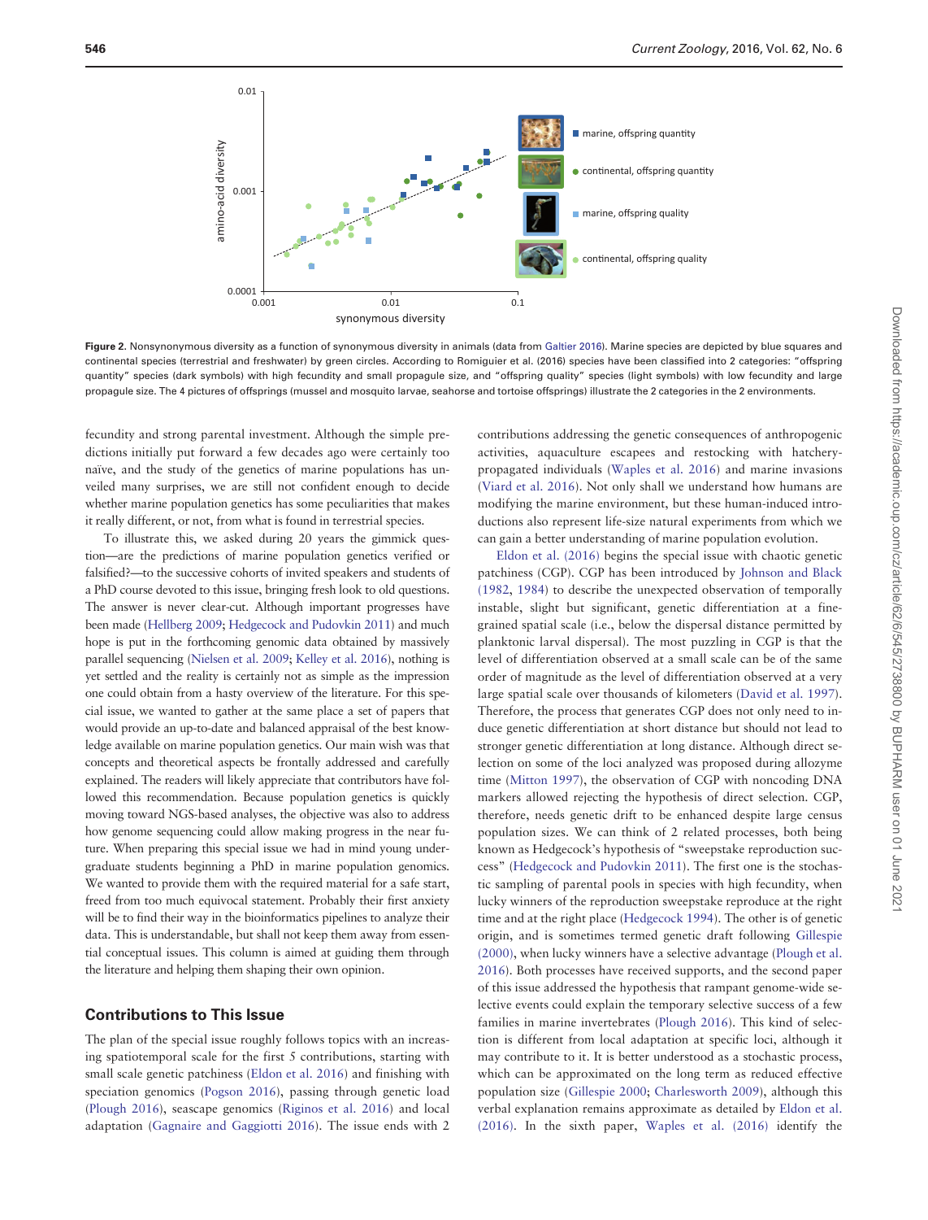Figure 2. Nonsynonymous diversity as a function of synonymous diversity in animals (data from Galtier 2016). Marine species are depicted by blue squares and continental species (terrestrial and freshwater) by green circles. According to Romiguier et al. (2016) species have been classified into 2 categories: "offspring quantity" species (dark symbols) with high fecundity and small propagule size, and "offspring quality" species (light symbols) with low fecundity and large propagule size. The 4 pictures of offsprings (mussel and mosquito larvae, seahorse and tortoise offsprings) illustrate the 2 categories in the 2 environments.

fecundity and strong parental investment. Although the simple predictions initially put forward a few decades ago were certainly too naïve, and the study of the genetics of marine populations has unveiled many surprises, we are still not confident enough to decide whether marine population genetics has some peculiarities that makes it really different, or not, from what is found in terrestrial species.

To illustrate this, we asked during 20 years the gimmick question—are the predictions of marine population genetics verified or falsified?—to the successive cohorts of invited speakers and students of a PhD course devoted to this issue, bringing fresh look to old questions. The answer is never clear-cut. Although important progresses have been made (Hellberg 2009; Hedgecock and Pudovkin 2011) and much hope is put in the forthcoming genomic data obtained by massively parallel sequencing (Nielsen et al. 2009; Kelley et al. 2016), nothing is yet settled and the reality is certainly not as simple as the impression one could obtain from a hasty overview of the literature. For this special issue, we wanted to gather at the same place a set of papers that would provide an up-to-date and balanced appraisal of the best knowledge available on marine population genetics. Our main wish was that concepts and theoretical aspects be frontally addressed and carefully explained. The readers will likely appreciate that contributors have followed this recommendation. Because population genetics is quickly moving toward NGS-based analyses, the objective was also to address how genome sequencing could allow making progress in the near future. When preparing this special issue we had in mind young undergraduate students beginning a PhD in marine population genomics. We wanted to provide them with the required material for a safe start, freed from too much equivocal statement. Probably their first anxiety will be to find their way in the bioinformatics pipelines to analyze their data. This is understandable, but shall not keep them away from essential conceptual issues. This column is aimed at guiding them through the literature and helping them shaping their own opinion.

## Contributions to This Issue

The plan of the special issue roughly follows topics with an increasing spatiotemporal scale for the first 5 contributions, starting with small scale genetic patchiness (Eldon et al. 2016) and finishing with speciation genomics (Pogson 2016), passing through genetic load (Plough 2016), seascape genomics (Riginos et al. 2016) and local adaptation (Gagnaire and Gaggiotti 2016). The issue ends with 2 contributions addressing the genetic consequences of anthropogenic activities, aquaculture escapees and restocking with hatchery-propagated individuals (Waples et al. 2016) and marine invasions (Viard et al. 2016). Not only shall we understand how humans are modifying the marine environment, but these human-induced introductions also represent life-size natural experiments from which we can gain a better understanding of marine population evolution.

Eldon et al. (2016) begins the special issue with chaotic genetic patchiness (CGP). CGP has been introduced by Johnson and Black (1982, 1984) to describe the unexpected observation of temporally instable, slight but significant, genetic differentiation at a fine-grained spatial scale (i.e., below the dispersal distance permitted by planktonic larval dispersal). The most puzzling in CGP is that the level of differentiation observed at a small scale can be of the same order of magnitude as the level of differentiation observed at a very large spatial scale over thousands of kilometers (David et al. 1997). Therefore, the process that generates CGP does not only need to induce genetic differentiation at short distance but should not lead to stronger genetic differentiation at long distance. Although direct selection on some of the loci analyzed was proposed during allozyme time (Mitton 1997), the observation of CGP with noncoding DNA markers allowed rejecting the hypothesis of direct selection. CGP, therefore, needs genetic drift to be enhanced despite large census population sizes. We can think of 2 related processes, both being known as Hedgecock's hypothesis of "sweepstake reproduction success" (Hedgecock and Pudovkin 2011). The first one is the stochastic sampling of parental pools in species with high fecundity, when lucky winners of the reproduction sweepstake reproduce at the right time and at the right place (Hedgecock 1994). The other is of genetic origin, and is sometimes termed genetic draft following Gillespie (2000), when lucky winners have a selective advantage (Plough et al. 2016). Both processes have received supports, and the second paper of this issue addressed the hypothesis that rampant genome-wide selective events could explain the temporary selective success of a few families in marine invertebrates (Plough 2016). This kind of selection is different from local adaptation at specific loci, although it may contribute to it. It is better understood as a stochastic process, which can be approximated on the long term as reduced effective population size (Gillespie 2000; Charlesworth 2009), although this verbal explanation remains approximate as detailed by Eldon et al. (2016). In the sixth paper, Waples et al. (2016) identify the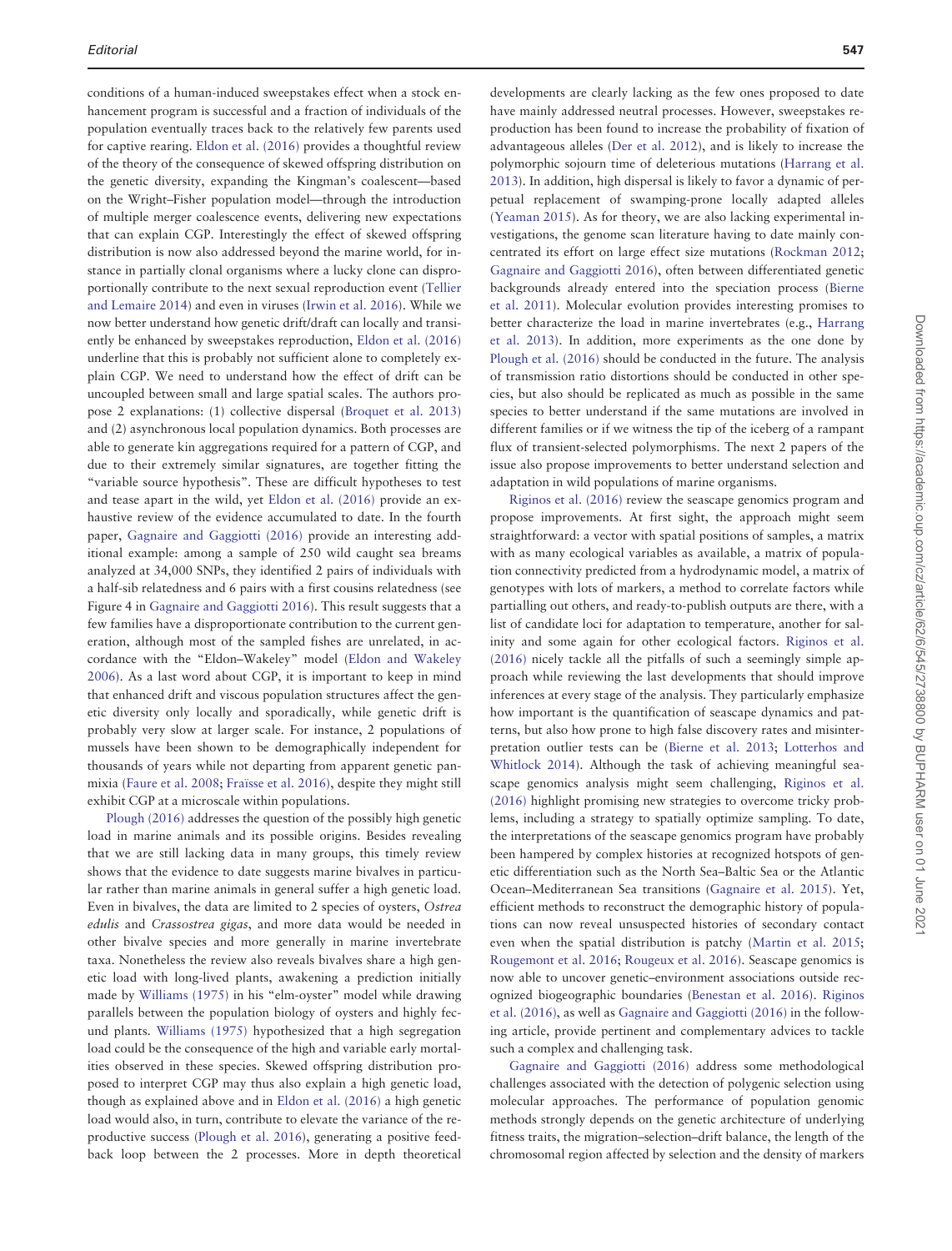conditions of a human-induced sweepstakes effect when a stock enhancement program is successful and a fraction of individuals of the population eventually traces back to the relatively few parents used for captive rearing. Eldon et al. (2016) provides a thoughtful review of the theory of the consequence of skewed offspring distribution on the genetic diversity, expanding the Kingman's coalescent—based on the Wright–Fisher population model—through the introduction of multiple merger coalescence events, delivering new expectations that can explain CGP. Interestingly the effect of skewed offspring distribution is now also addressed beyond the marine world, for instance in partially clonal organisms where a lucky clone can disproportionally contribute to the next sexual reproduction event (Tellier and Lemaire 2014) and even in viruses (Irwin et al. 2016). While we now better understand how genetic drift/draft can locally and transiently be enhanced by sweepstakes reproduction, Eldon et al. (2016) underline that this is probably not sufficient alone to completely explain CGP. We need to understand how the effect of drift can be uncoupled between small and large spatial scales. The authors propose 2 explanations: (1) collective dispersal (Broquet et al. 2013) and (2) asynchronous local population dynamics. Both processes are able to generate kin aggregations required for a pattern of CGP, and due to their extremely similar signatures, are together fitting the "variable source hypothesis". These are difficult hypotheses to test and tease apart in the wild, yet Eldon et al. (2016) provide an exhaustive review of the evidence accumulated to date. In the fourth paper, Gagnaire and Gaggiotti (2016) provide an interesting additional example: among a sample of 250 wild caught sea breams analyzed at 34,000 SNPs, they identified 2 pairs of individuals with a half-sib relatedness and 6 pairs with a first cousins relatedness (see Figure 4 in Gagnaire and Gaggiotti 2016). This result suggests that a few families have a disproportionate contribution to the current generation, although most of the sampled fishes are unrelated, in accordance with the "Eldon–Wakeley" model (Eldon and Wakeley 2006). As a last word about CGP, it is important to keep in mind that enhanced drift and viscous population structures affect the genetic diversity only locally and sporadically, while genetic drift is probably very slow at larger scale. For instance, 2 populations of mussels have been shown to be demographically independent for thousands of years while not departing from apparent genetic panmixia (Faure et al. 2008; Fraïsse et al. 2016), despite they might still exhibit CGP at a microscale within populations.

Plough (2016) addresses the question of the possibly high genetic load in marine animals and its possible origins. Besides revealing that we are still lacking data in many groups, this timely review shows that the evidence to date suggests marine bivalves in particular rather than marine animals in general suffer a high genetic load. Even in bivalves, the data are limited to 2 species of oysters, *Ostrea edulis* and *Crassostrea gigas*, and more data would be needed in other bivalve species and more generally in marine invertebrate taxa. Nonetheless the review also reveals bivalves share a high genetic load with long-lived plants, awakening a prediction initially made by Williams (1975) in his "elm-oyster" model while drawing parallels between the population biology of oysters and highly fecund plants. Williams (1975) hypothesized that a high segregation load could be the consequence of the high and variable early mortalities observed in these species. Skewed offspring distribution proposed to interpret CGP may thus also explain a high genetic load, though as explained above and in Eldon et al. (2016) a high genetic load would also, in turn, contribute to elevate the variance of the reproductive success (Plough et al. 2016), generating a positive feedback loop between the 2 processes. More in depth theoretical developments are clearly lacking as the few ones proposed to date have mainly addressed neutral processes. However, sweepstakes reproduction has been found to increase the probability of fixation of advantageous alleles (Der et al. 2012), and is likely to increase the polymorphic sojourn time of deleterious mutations (Harrang et al. 2013). In addition, high dispersal is likely to favor a dynamic of perpetual replacement of swamping-prone locally adapted alleles (Yeaman 2015). As for theory, we are also lacking experimental investigations, the genome scan literature having to date mainly concentrated its effort on large effect size mutations (Rockman 2012; Gagnaire and Gaggiotti 2016), often between differentiated genetic backgrounds already entered into the speciation process (Bierne et al. 2011). Molecular evolution provides interesting promises to better characterize the load in marine invertebrates (e.g., Harrang et al. 2013). In addition, more experiments as the one done by Plough et al. (2016) should be conducted in the future. The analysis of transmission ratio distortions should be conducted in other species, but also should be replicated as much as possible in the same species to better understand if the same mutations are involved in different families or if we witness the tip of the iceberg of a rampant flux of transient-selected polymorphisms. The next 2 papers of the issue also propose improvements to better understand selection and adaptation in wild populations of marine organisms.

Riginos et al. (2016) review the seascape genomics program and propose improvements. At first sight, the approach might seem straightforward: a vector with spatial positions of samples, a matrix with as many ecological variables as available, a matrix of population connectivity predicted from a hydrodynamic model, a matrix of genotypes with lots of markers, a method to correlate factors while partialling out others, and ready-to-publish outputs are there, with a list of candidate loci for adaptation to temperature, another for salinity and some again for other ecological factors. Riginos et al. (2016) nicely tackle all the pitfalls of such a seemingly simple approach while reviewing the last developments that should improve inferences at every stage of the analysis. They particularly emphasize how important is the quantification of seascape dynamics and patterns, but also how prone to high false discovery rates and misinterpretation outlier tests can be (Bierne et al. 2013; Lotterhos and Whitlock 2014). Although the task of achieving meaningful seascape genomics analysis might seem challenging, Riginos et al. (2016) highlight promising new strategies to overcome tricky problems, including a strategy to spatially optimize sampling. To date, the interpretations of the seascape genomics program have probably been hampered by complex histories at recognized hotspots of genetic differentiation such as the North Sea–Baltic Sea or the Atlantic Ocean–Mediterranean Sea transitions (Gagnaire et al. 2015). Yet, efficient methods to reconstruct the demographic history of populations can now reveal unsuspected histories of secondary contact even when the spatial distribution is patchy (Martin et al. 2015; Rougemont et al. 2016; Rougeux et al. 2016). Seascape genomics is now able to uncover genetic–environment associations outside recognized biogeographic boundaries (Benestan et al. 2016). Riginos et al. (2016), as well as Gagnaire and Gaggiotti (2016) in the following article, provide pertinent and complementary advices to tackle such a complex and challenging task.

Gagnaire and Gaggiotti (2016) address some methodological challenges associated with the detection of polygenic selection using molecular approaches. The performance of population genomic methods strongly depends on the genetic architecture of underlying fitness traits, the migration–selection–drift balance, the length of the chromosomal region affected by selection and the density of markers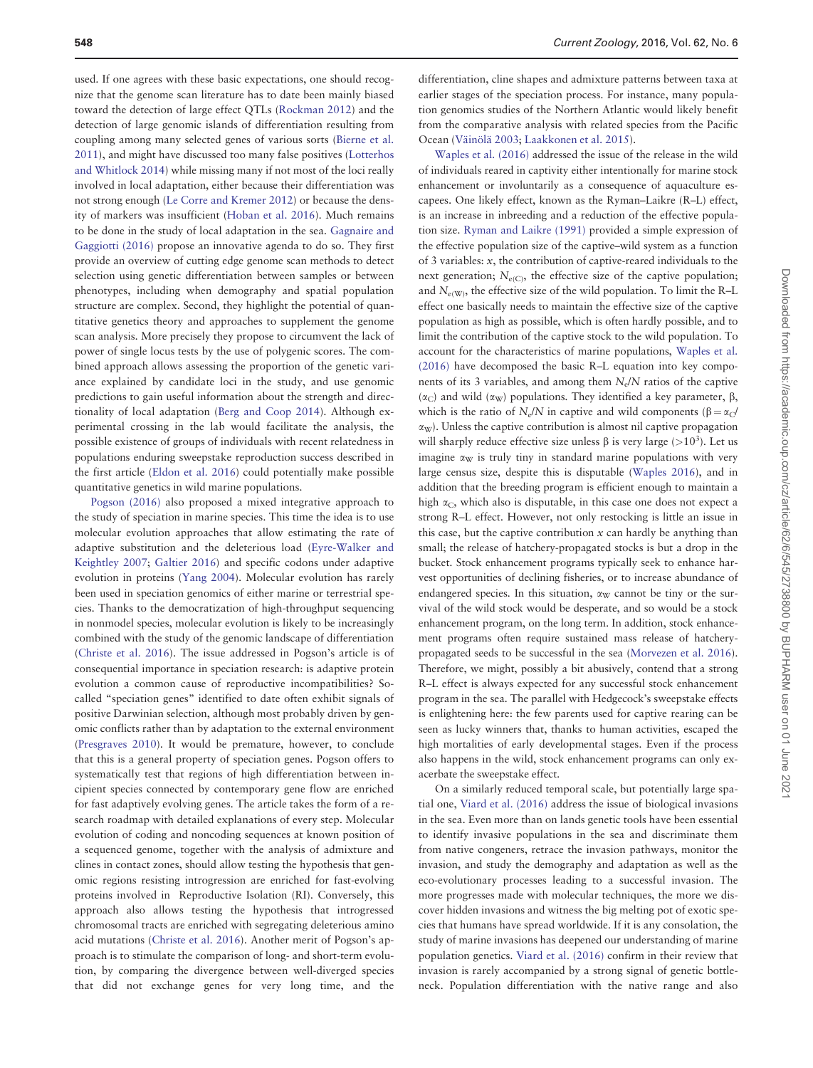used. If one agrees with these basic expectations, one should recognize that the genome scan literature has to date been mainly biased toward the detection of large effect QTLs (Rockman 2012) and the detection of large genomic islands of differentiation resulting from coupling among many selected genes of various sorts (Bierne et al. 2011), and might have discussed too many false positives (Lotterhos and Whitlock 2014) while missing many if not most of the loci really involved in local adaptation, either because their differentiation was not strong enough (Le Corre and Kremer 2012) or because the density of markers was insufficient (Hoban et al. 2016). Much remains to be done in the study of local adaptation in the sea. Gagnaire and Gaggiotti (2016) propose an innovative agenda to do so. They first provide an overview of cutting edge genome scan methods to detect selection using genetic differentiation between samples or between phenotypes, including when demography and spatial population structure are complex. Second, they highlight the potential of quantitative genetics theory and approaches to supplement the genome scan analysis. More precisely they propose to circumvent the lack of power of single locus tests by the use of polygenic scores. The combined approach allows assessing the proportion of the genetic variance explained by candidate loci in the study, and use genomic predictions to gain useful information about the strength and directionality of local adaptation (Berg and Coop 2014). Although experimental crossing in the lab would facilitate the analysis, the possible existence of groups of individuals with recent relatedness in populations enduring sweepstake reproduction success described in the first article (Eldon et al. 2016) could potentially make possible quantitative genetics in wild marine populations.

Pogson (2016) also proposed a mixed integrative approach to the study of speciation in marine species. This time the idea is to use molecular evolution approaches that allow estimating the rate of adaptive substitution and the deleterious load (Eyre-Walker and Keightley 2007; Galtier 2016) and specific codons under adaptive evolution in proteins (Yang 2004). Molecular evolution has rarely been used in speciation genomics of either marine or terrestrial species. Thanks to the democratization of high-throughput sequencing in nonmodel species, molecular evolution is likely to be increasingly combined with the study of the genomic landscape of differentiation (Christe et al. 2016). The issue addressed in Pogson's article is of consequential importance in speciation research: is adaptive protein evolution a common cause of reproductive incompatibilities? So-called "speciation genes" identified to date often exhibit signals of positive Darwinian selection, although most probably driven by genomic conflicts rather than by adaptation to the external environment (Presgraves 2010). It would be premature, however, to conclude that this is a general property of speciation genes. Pogson offers to systematically test that regions of high differentiation between incipient species connected by contemporary gene flow are enriched for fast adaptively evolving genes. The article takes the form of a research roadmap with detailed explanations of every step. Molecular evolution of coding and noncoding sequences at known position of a sequenced genome, together with the analysis of admixture and clines in contact zones, should allow testing the hypothesis that genomic regions resisting introgression are enriched for fast-evolving proteins involved in Reproductive Isolation (RI). Conversely, this approach also allows testing the hypothesis that introgressed chromosomal tracts are enriched with segregating deleterious amino acid mutations (Christe et al. 2016). Another merit of Pogson's approach is to stimulate the comparison of long- and short-term evolution, by comparing the divergence between well-diverged species that did not exchange genes for very long time, and the differentiation, cline shapes and admixture patterns between taxa at earlier stages of the speciation process. For instance, many population genomics studies of the Northern Atlantic would likely benefit from the comparative analysis with related species from the Pacific Ocean (Väinölä 2003; Laakkonen et al. 2015).

Waples et al. (2016) addressed the issue of the release in the wild of individuals reared in captivity either intentionally for marine stock enhancement or involuntarily as a consequence of aquaculture escapees. One likely effect, known as the Ryman–Laikre (R–L) effect, is an increase in inbreeding and a reduction of the effective population size. Ryman and Laikre (1991) provided a simple expression of the effective population size of the captive–wild system as a function of 3 variables: $x$, the contribution of captive-reared individuals to the next generation; $N_{e(C)}$, the effective size of the captive population; and $N_{e(W)}$, the effective size of the wild population. To limit the R–L effect one basically needs to maintain the effective size of the captive population as high as possible, which is often hardly possible, and to limit the contribution of the captive stock to the wild population. To account for the characteristics of marine populations, Waples et al. (2016) have decomposed the basic R–L equation into key components of its 3 variables, and among them $N_e/N$ ratios of the captive ($\alpha_C$) and wild ($\alpha_W$) populations. They identified a key parameter, $\beta$, which is the ratio of $N_e/N$ in captive and wild components ($\beta = \alpha_C/\alpha_W$). Unless the captive contribution is almost nil captive propagation will sharply reduce effective size unless $\beta$ is very large ($>10^3$). Let us imagine $\alpha_W$ is truly tiny in standard marine populations with very large census size, despite this is disputable (Waples 2016), and in addition that the breeding program is efficient enough to maintain a high $\alpha_C$, which also is disputable, in this case one does not expect a strong R–L effect. However, not only restocking is little an issue in this case, but the captive contribution $x$ can hardly be anything than small; the release of hatchery-propagated stocks is but a drop in the bucket. Stock enhancement programs typically seek to enhance harvest opportunities of declining fisheries, or to increase abundance of endangered species. In this situation, $\alpha_W$ cannot be tiny or the survival of the wild stock would be desperate, and so would be a stock enhancement program, on the long term. In addition, stock enhancement programs often require sustained mass release of hatchery-propagated seeds to be successful in the sea (Morvezen et al. 2016). Therefore, we might, possibly a bit abusively, contend that a strong R–L effect is always expected for any successful stock enhancement program in the sea. The parallel with Hedgecock's sweepstake effects is enlightening here: the few parents used for captive rearing can be seen as lucky winners that, thanks to human activities, escaped the high mortalities of early developmental stages. Even if the process also happens in the wild, stock enhancement programs can only exacerbate the sweepstake effect.

On a similarly reduced temporal scale, but potentially large spatial one, Viard et al. (2016) address the issue of biological invasions in the sea. Even more than on lands genetic tools have been essential to identify invasive populations in the sea and discriminate them from native congeners, retrace the invasion pathways, monitor the invasion, and study the demography and adaptation as well as the eco-evolutionary processes leading to a successful invasion. The more progresses made with molecular techniques, the more we discover hidden invasions and witness the big melting pot of exotic species that humans have spread worldwide. If it is any consolation, the study of marine invasions has deepened our understanding of marine population genetics. Viard et al. (2016) confirm in their review that invasion is rarely accompanied by a strong signal of genetic bottleneck. Population differentiation with the native range and also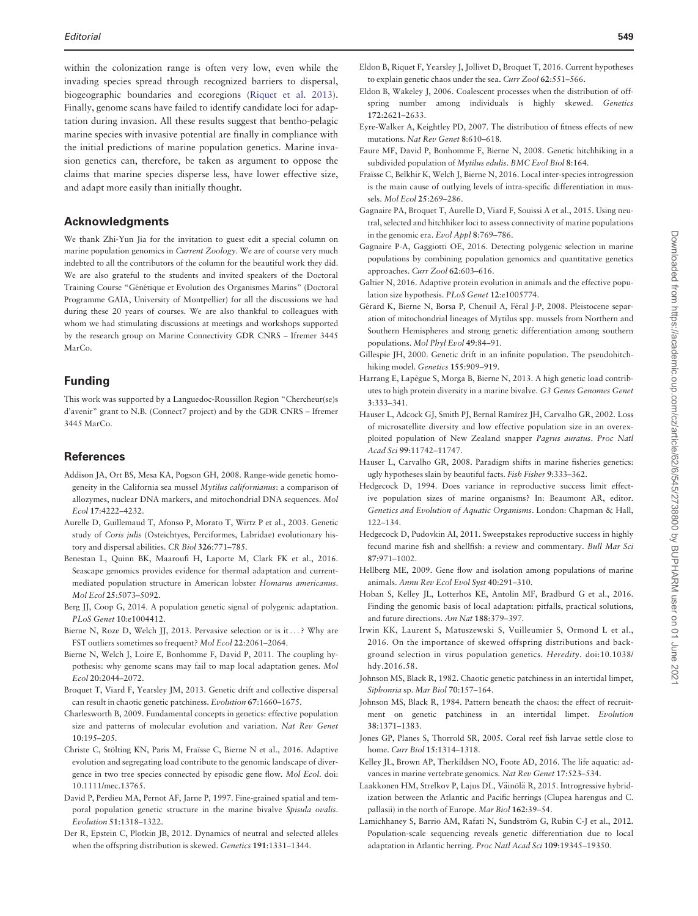within the colonization range is often very low, even while the invading species spread through recognized barriers to dispersal, biogeographic boundaries and ecoregions (Riquet et al. 2013). Finally, genome scans have failed to identify candidate loci for adaptation during invasion. All these results suggest that bentho-pelagic marine species with invasive potential are finally in compliance with the initial predictions of marine population genetics. Marine invasion genetics can, therefore, be taken as argument to oppose the claims that marine species disperse less, have lower effective size, and adapt more easily than initially thought.

## Acknowledgments

We thank Zhi-Yun Jia for the invitation to guest edit a special column on marine population genomics in *Current Zoology*. We are of course very much indebted to all the contributors of the column for the beautiful work they did. We are also grateful to the students and invited speakers of the Doctoral Training Course "Génétique et Evolution des Organismes Marins" (Doctoral Programme GAIA, University of Montpellier) for all the discussions we had during these 20 years of courses. We are also thankful to colleagues with whom we had stimulating discussions at meetings and workshops supported by the research group on Marine Connectivity GDR CNRS – Ifremer 3445 MarCo.

## Funding

This work was supported by a Languedoc-Roussillon Region "Chercheur(se)s d'avenir" grant to N.B. (Connect7 project) and by the GDR CNRS – Ifremer 3445 MarCo.

## References

Addison JA, Ort BS, Mesa KA, Pogson GH, 2008. Range-wide genetic homogeneity in the California sea mussel *Mytilus californianus*: a comparison of allozymes, nuclear DNA markers, and mitochondrial DNA sequences. *Mol Ecol* **17**:4222–4232.

Aurelle D, Guillemaud T, Afonso P, Morato T, Wirtz P et al., 2003. Genetic study of *Coris julis* (Osteichtyes, Perciformes, Labridae) evolutionary history and dispersal abilities. *CR Biol* **326**:771–785.

Benestan L, Quinn BK, Maaroufi H, Laporte M, Clark FK et al., 2016. Seascape genomics provides evidence for thermal adaptation and current-mediated population structure in American lobster *Homarus americanus*. *Mol Ecol* **25**:5073–5092.

Berg JJ, Coop G, 2014. A population genetic signal of polygenic adaptation. *PLoS Genet* **10**:e1004412.

Bierne N, Roze D, Welch JJ, 2013. Pervasive selection or is it…? Why are FST outliers sometimes so frequent? *Mol Ecol* **22**:2061–2064.

Bierne N, Welch J, Loire E, Bonhomme F, David P, 2011. The coupling hypothesis: why genome scans may fail to map local adaptation genes. *Mol Ecol* **20**:2044–2072.

Broquet T, Viard F, Yearsley JM, 2013. Genetic drift and collective dispersal can result in chaotic genetic patchiness. *Evolution* **67**:1660–1675.

Charlesworth B, 2009. Fundamental concepts in genetics: effective population size and patterns of molecular evolution and variation. *Nat Rev Genet* **10**:195–205.

Christe C, Stölting KN, Paris M, Fraïsse C, Bierne N et al., 2016. Adaptive evolution and segregating load contribute to the genomic landscape of divergence in two tree species connected by episodic gene flow. *Mol Ecol*. doi: 10.1111/mec.13765.

David P, Perdieu MA, Pernot AF, Jarne P, 1997. Fine-grained spatial and temporal population genetic structure in the marine bivalve *Spisula ovalis*. *Evolution* **51**:1318–1322.

Der R, Epstein C, Plotkin JB, 2012. Dynamics of neutral and selected alleles when the offspring distribution is skewed. *Genetics* **191**:1331–1344.

Eldon B, Riquet F, Yearsley J, Jollivet D, Broquet T, 2016. Current hypotheses to explain genetic chaos under the sea. *Curr Zool* **62**:551–566.

Eldon B, Wakeley J, 2006. Coalescent processes when the distribution of offspring number among individuals is highly skewed. *Genetics* **172**:2621–2633.

Eyre-Walker A, Keightley PD, 2007. The distribution of fitness effects of new mutations. *Nat Rev Genet* **8**:610–618.

Faure MF, David P, Bonhomme F, Bierne N, 2008. Genetic hitchhiking in a subdivided population of *Mytilus edulis*. *BMC Evol Biol* **8**:164.

Fraïsse C, Belkhir K, Welch J, Bierne N, 2016. Local inter-species introgression is the main cause of outlying levels of intra-specific differentiation in mussels. *Mol Ecol* **25**:269–286.

Gagnaire PA, Broquet T, Aurelle D, Viard F, Souissi A et al., 2015. Using neutral, selected and hitchhiker loci to assess connectivity of marine populations in the genomic era. *Evol Appl* **8**:769–786.

Gagnaire P-A, Gaggiotti OE, 2016. Detecting polygenic selection in marine populations by combining population genomics and quantitative genetics approaches. *Curr Zool* **62**:603–616.

Galtier N, 2016. Adaptive protein evolution in animals and the effective population size hypothesis. *PLoS Genet* **12**:e1005774.

Gérard K, Bierne N, Borsa P, Chenuil A, Féral J-P, 2008. Pleistocene separation of mitochondrial lineages of Mytilus spp. mussels from Northern and Southern Hemispheres and strong genetic differentiation among southern populations. *Mol Phyl Evol* **49**:84–91.

Gillespie JH, 2000. Genetic drift in an infinite population. The pseudohitchhiking model. *Genetics* **155**:909–919.

Harrang E, Lapègue S, Morga B, Bierne N, 2013. A high genetic load contributes to high protein diversity in a marine bivalve. *G3 Genes Genomes Genet* **3**:333–341.

Hauser L, Adcock GJ, Smith PJ, Bernal Ramírez JH, Carvalho GR, 2002. Loss of microsatellite diversity and low effective population size in an overexploited population of New Zealand snapper *Pagrus auratus*. *Proc Natl Acad Sci* **99**:11742–11747.

Hauser L, Carvalho GR, 2008. Paradigm shifts in marine fisheries genetics: ugly hypotheses slain by beautiful facts. *Fish Fisher* **9**:333–362.

Hedgecock D, 1994. Does variance in reproductive success limit effective population sizes of marine organisms? In: Beaumont AR, editor. *Genetics and Evolution of Aquatic Organisms*. London: Chapman & Hall, 122–134.

Hedgecock D, Pudovkin AI, 2011. Sweepstakes reproductive success in highly fecund marine fish and shellfish: a review and commentary. *Bull Mar Sci* **87**:971–1002.

Hellberg ME, 2009. Gene flow and isolation among populations of marine animals. *Annu Rev Ecol Evol Syst* **40**:291–310.

Hoban S, Kelley JL, Lotterhos KE, Antolin MF, Bradburd G et al., 2016. Finding the genomic basis of local adaptation: pitfalls, practical solutions, and future directions. *Am Nat* **188**:379–397.

Irwin KK, Laurent S, Matuszewski S, Vuilleumier S, Ormond L et al., 2016. On the importance of skewed offspring distributions and background selection in virus population genetics. *Heredity*. doi:10.1038/hdy.2016.58.

Johnson MS, Black R, 1982. Chaotic genetic patchiness in an intertidal limpet, *Siphonria* sp. *Mar Biol* **70**:157–164.

Johnson MS, Black R, 1984. Pattern beneath the chaos: the effect of recruitment on genetic patchiness in an intertidal limpet. *Evolution* **38**:1371–1383.

Jones GP, Planes S, Thorrold SR, 2005. Coral reef fish larvae settle close to home. *Curr Biol* **15**:1314–1318.

Kelley JL, Brown AP, Therkildsen NO, Foote AD, 2016. The life aquatic: advances in marine vertebrate genomics. *Nat Rev Genet* **17**:523–534.

Laakkonen HM, Strelkov P, Lajus DL, Väinölä R, 2015. Introgressive hybridization between the Atlantic and Pacific herrings (Clupea harengus and C. pallasii) in the north of Europe. *Mar Biol* **162**:39–54.

Lamichhaney S, Barrio AM, Rafati N, Sundström G, Rubin C-J et al., 2012. Population-scale sequencing reveals genetic differentiation due to local adaptation in Atlantic herring. *Proc Natl Acad Sci* **109**:19345–19350.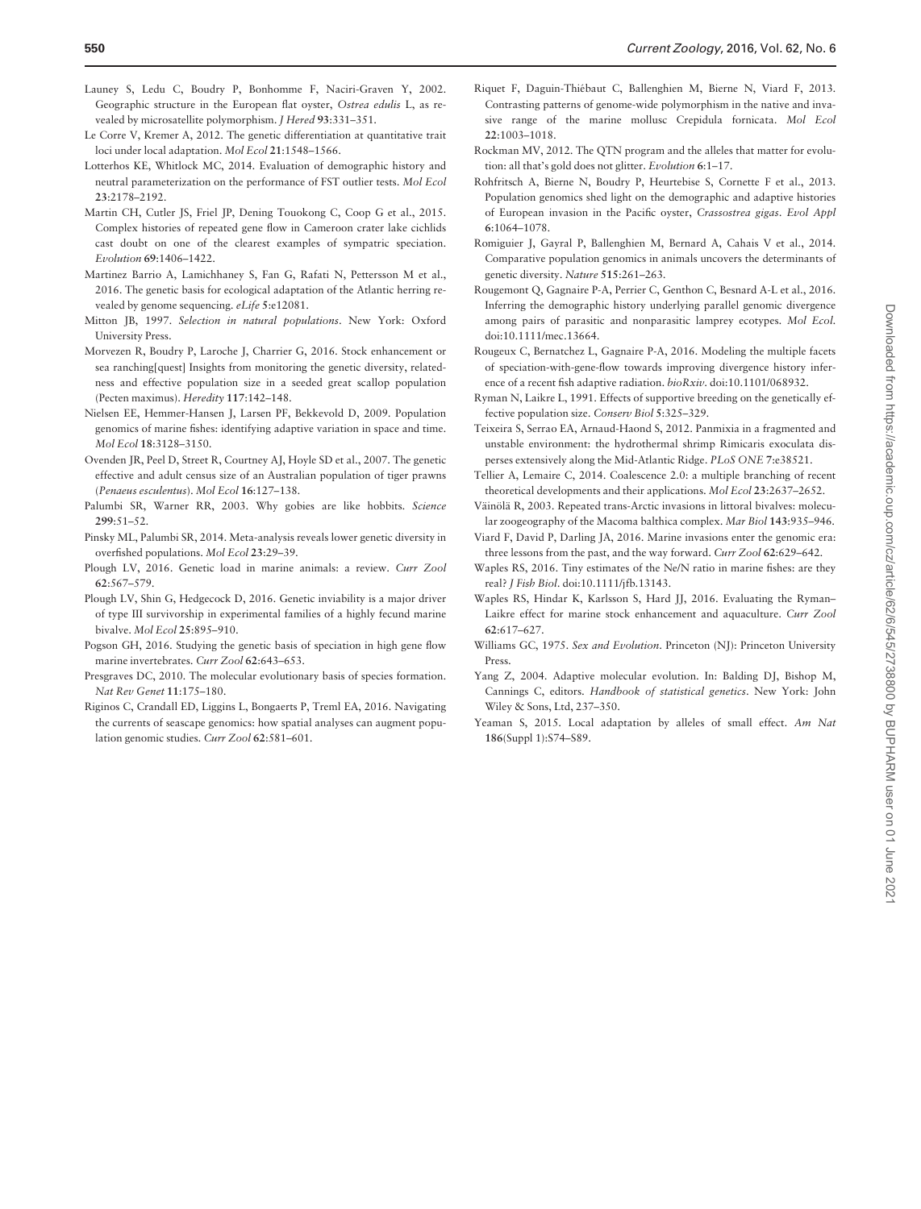Launey S, Ledu C, Boudry P, Bonhomme F, Naciri-Graven Y, 2002. Geographic structure in the European flat oyster, *Ostrea edulis* L, as revealed by microsatellite polymorphism. *J Hered* **93**:331–351.

Le Corre V, Kremer A, 2012. The genetic differentiation at quantitative trait loci under local adaptation. *Mol Ecol* **21**:1548–1566.

Lotterhos KE, Whitlock MC, 2014. Evaluation of demographic history and neutral parameterization on the performance of FST outlier tests. *Mol Ecol* **23**:2178–2192.

Martin CH, Cutler JS, Friel JP, Dening Touokong C, Coop G et al., 2015. Complex histories of repeated gene flow in Cameroon crater lake cichlids cast doubt on one of the clearest examples of sympatric speciation. *Evolution* **69**:1406–1422.

Martinez Barrio A, Lamichhaney S, Fan G, Rafati N, Pettersson M et al., 2016. The genetic basis for ecological adaptation of the Atlantic herring revealed by genome sequencing. *eLife* **5**:e12081.

Mitton JB, 1997. *Selection in natural populations*. New York: Oxford University Press.

Morvezen R, Boudry P, Laroche J, Charrier G, 2016. Stock enhancement or sea ranching[quest] Insights from monitoring the genetic diversity, relatedness and effective population size in a seeded great scallop population (Pecten maximus). *Heredity* **117**:142–148.

Nielsen EE, Hemmer-Hansen J, Larsen PF, Bekkevold D, 2009. Population genomics of marine fishes: identifying adaptive variation in space and time. *Mol Ecol* **18**:3128–3150.

Ovenden JR, Peel D, Street R, Courtney AJ, Hoyle SD et al., 2007. The genetic effective and adult census size of an Australian population of tiger prawns (*Penaeus esculentus*). *Mol Ecol* **16**:127–138.

Palumbi SR, Warner RR, 2003. Why gobies are like hobbits. *Science* **299**:51–52.

Pinsky ML, Palumbi SR, 2014. Meta-analysis reveals lower genetic diversity in overfished populations. *Mol Ecol* **23**:29–39.

Plough LV, 2016. Genetic load in marine animals: a review. *Curr Zool* **62**:567–579.

Plough LV, Shin G, Hedgecock D, 2016. Genetic inviability is a major driver of type III survivorship in experimental families of a highly fecund marine bivalve. *Mol Ecol* **25**:895–910.

Pogson GH, 2016. Studying the genetic basis of speciation in high gene flow marine invertebrates. *Curr Zool* **62**:643–653.

Presgraves DC, 2010. The molecular evolutionary basis of species formation. *Nat Rev Genet* **11**:175–180.

Riginos C, Crandall ED, Liggins L, Bongaerts P, Treml EA, 2016. Navigating the currents of seascape genomics: how spatial analyses can augment population genomic studies. *Curr Zool* **62**:581–601.

Riquet F, Daguin-Thiébaut C, Ballenghien M, Bierne N, Viard F, 2013. Contrasting patterns of genome-wide polymorphism in the native and invasive range of the marine mollusc Crepidula fornicata. *Mol Ecol* **22**:1003–1018.

Rockman MV, 2012. The QTN program and the alleles that matter for evolution: all that's gold does not glitter. *Evolution* **6**:1–17.

Rohfritsch A, Bierne N, Boudry P, Heurtebise S, Cornette F et al., 2013. Population genomics shed light on the demographic and adaptive histories of European invasion in the Pacific oyster, *Crassostrea gigas*. *Evol Appl* **6**:1064–1078.

Romiguier J, Gayral P, Ballenghien M, Bernard A, Cahais V et al., 2014. Comparative population genomics in animals uncovers the determinants of genetic diversity. *Nature* **515**:261–263.

Rougemont Q, Gagnaire P-A, Perrier C, Genthon C, Besnard A-L et al., 2016. Inferring the demographic history underlying parallel genomic divergence among pairs of parasitic and nonparasitic lamprey ecotypes. *Mol Ecol*. doi:10.1111/mec.13664.

Rougeux C, Bernatchez L, Gagnaire P-A, 2016. Modeling the multiple facets of speciation-with-gene-flow towards improving divergence history inference of a recent fish adaptive radiation. *bioRxiv*. doi:10.1101/068932.

Ryman N, Laikre L, 1991. Effects of supportive breeding on the genetically effective population size. *Conserv Biol* **5**:325–329.

Teixeira S, Serrao EA, Arnaud-Haond S, 2012. Panmixia in a fragmented and unstable environment: the hydrothermal shrimp Rimicaris exoculata disperses extensively along the Mid-Atlantic Ridge. *PLoS ONE* **7**:e38521.

Tellier A, Lemaire C, 2014. Coalescence 2.0: a multiple branching of recent theoretical developments and their applications. *Mol Ecol* **23**:2637–2652.

Väinölä R, 2003. Repeated trans-Arctic invasions in littoral bivalves: molecular zoogeography of the Macoma balthica complex. *Mar Biol* **143**:935–946.

Viard F, David P, Darling JA, 2016. Marine invasions enter the genomic era: three lessons from the past, and the way forward. *Curr Zool* **62**:629–642.

Waples RS, 2016. Tiny estimates of the Ne/N ratio in marine fishes: are they real? *J Fish Biol*. doi:10.1111/jfb.13143.

Waples RS, Hindar K, Karlsson S, Hard JJ, 2016. Evaluating the Ryman–Laikre effect for marine stock enhancement and aquaculture. *Curr Zool* **62**:617–627.

Williams GC, 1975. *Sex and Evolution*. Princeton (NJ): Princeton University Press.

Yang Z, 2004. Adaptive molecular evolution. In: Balding DJ, Bishop M, Cannings C, editors. *Handbook of statistical genetics*. New York: John Wiley & Sons, Ltd, 237–350.

Yeaman S, 2015. Local adaptation by alleles of small effect. *Am Nat* **186**(Suppl 1):S74–S89.